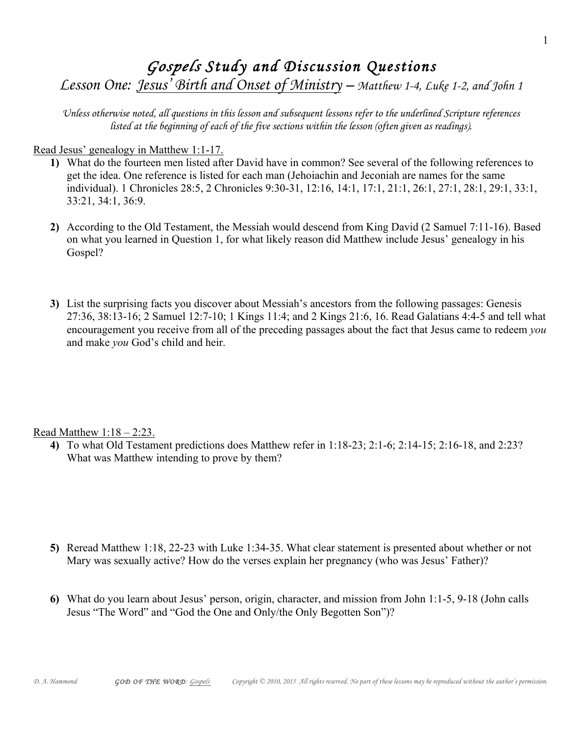# *Gospels Study and Discussion Questions*

## *Lesson One: Jesus' Birth and Onset of Ministry – Matthew 1-4, Luke 1-2, and John 1*

*Unless otherwise noted, all questions in this lesson and subsequent lessons refer to the underlined Scripture references listed at the beginning of each of the five sections within the lesson (often given as readings).*

Read Jesus' genealogy in Matthew 1:1-17.

**1)** What do the fourteen men listed after David have in common? See several of the following references to get the idea. One reference is listed for each man (Jehoiachin and Jeconiah are names for the same individual). 1 Chronicles 28:5, 2 Chronicles 9:30-31, 12:16, 14:1, 17:1, 21:1, 26:1, 27:1, 28:1, 29:1, 33:1, 33:21, 34:1, 36:9.

**2)** According to the Old Testament, the Messiah would descend from King David (2 Samuel 7:11-16). Based on what you learned in Question 1, for what likely reason did Matthew include Jesus' genealogy in his Gospel?

**3)** List the surprising facts you discover about Messiah's ancestors from the following passages: Genesis 27:36, 38:13-16; 2 Samuel 12:7-10; 1 Kings 11:4; and 2 Kings 21:6, 16. Read Galatians 4:4-5 and tell what encouragement you receive from all of the preceding passages about the fact that Jesus came to redeem *you* and make *you* God's child and heir.

Read Matthew 1:18 – 2:23.

**4)** To what Old Testament predictions does Matthew refer in 1:18-23; 2:1-6; 2:14-15; 2:16-18, and 2:23? What was Matthew intending to prove by them?

**5)** Reread Matthew 1:18, 22-23 with Luke 1:34-35. What clear statement is presented about whether or not Mary was sexually active? How do the verses explain her pregnancy (who was Jesus' Father)?

**6)** What do you learn about Jesus' person, origin, character, and mission from John 1:1-5, 9-18 (John calls Jesus "The Word" and "God the One and Only/the Only Begotten Son")?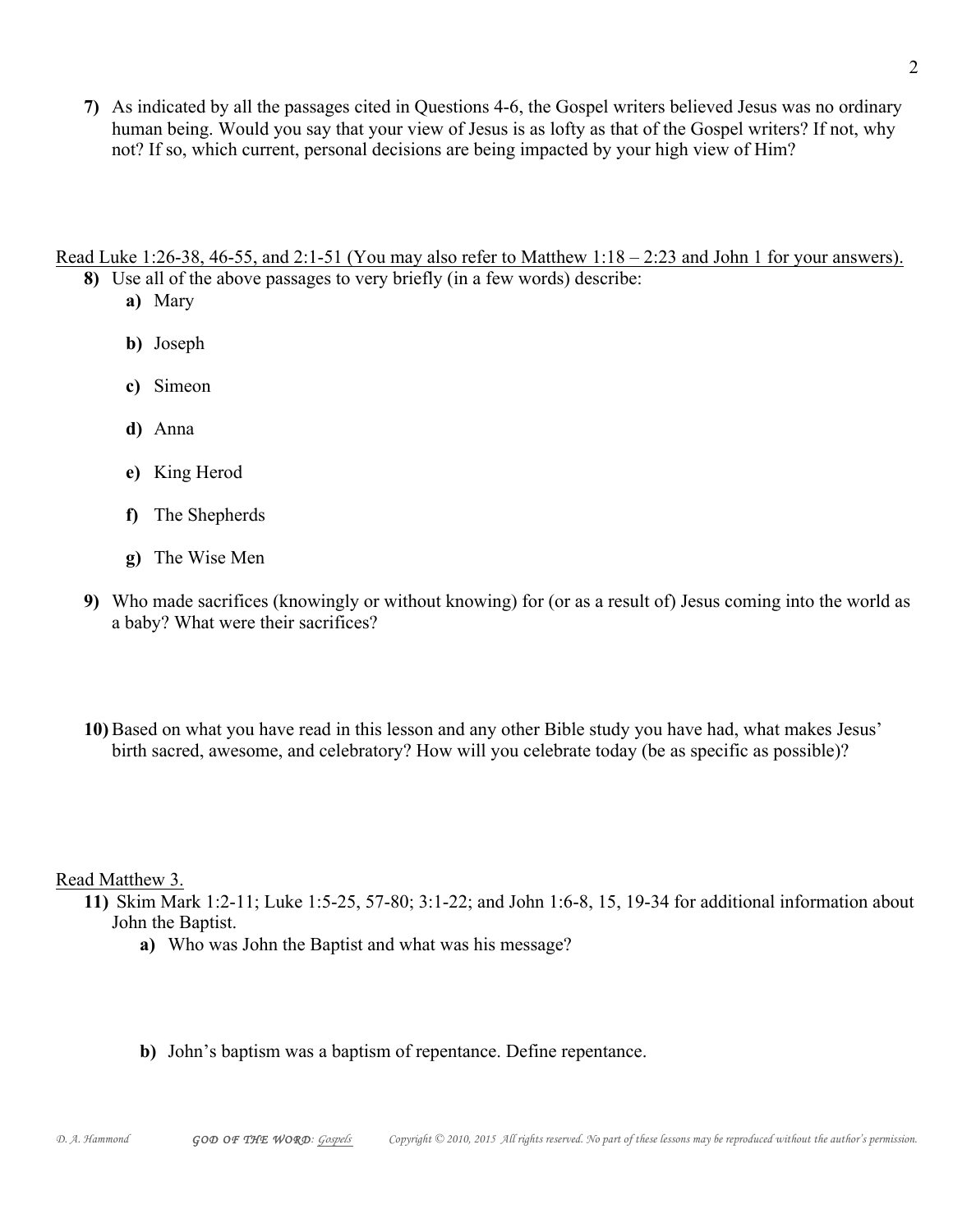7) As indicated by all the passages cited in Questions 4-6, the Gospel writers believed Jesus was no ordinary human being. Would you say that your view of Jesus is as lofty as that of the Gospel writers? If not, why not? If so, which current, personal decisions are being impacted by your high view of Him?

<u>Read Luke 1:26-38, 46-55, and 2:1-51 (You may also refer to Matthew 1:18 – 2:23 and John 1 for your answers).</u>

8) Use all of the above passages to very briefly (in a few words) describe:

   a) Mary

   b) Joseph

   c) Simeon

   d) Anna

   e) King Herod

   f) The Shepherds

   g) The Wise Men

9) Who made sacrifices (knowingly or without knowing) for (or as a result of) Jesus coming into the world as a baby? What were their sacrifices?

10) Based on what you have read in this lesson and any other Bible study you have had, what makes Jesus' birth sacred, awesome, and celebratory? How will you celebrate today (be as specific as possible)?

<u>Read Matthew 3.</u>

11) Skim Mark 1:2-11; Luke 1:5-25, 57-80; 3:1-22; and John 1:6-8, 15, 19-34 for additional information about John the Baptist.

   a) Who was John the Baptist and what was his message?

   b) John's baptism was a baptism of repentance. Define repentance.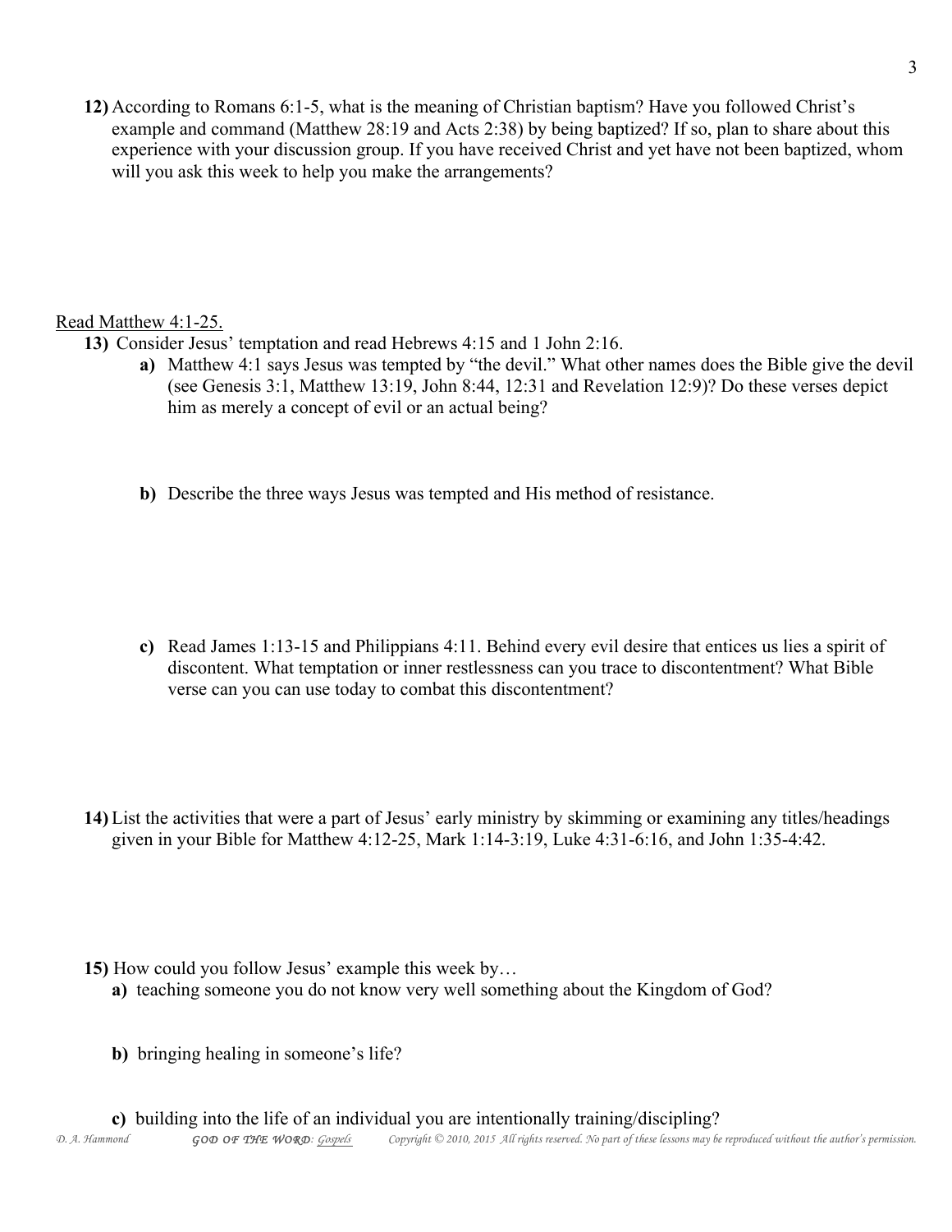**12)** According to Romans 6:1-5, what is the meaning of Christian baptism? Have you followed Christ's example and command (Matthew 28:19 and Acts 2:38) by being baptized? If so, plan to share about this experience with your discussion group. If you have received Christ and yet have not been baptized, whom will you ask this week to help you make the arrangements?

<u>Read Matthew 4:1-25.</u>

**13)** Consider Jesus' temptation and read Hebrews 4:15 and 1 John 2:16.

**a)** Matthew 4:1 says Jesus was tempted by "the devil." What other names does the Bible give the devil (see Genesis 3:1, Matthew 13:19, John 8:44, 12:31 and Revelation 12:9)? Do these verses depict him as merely a concept of evil or an actual being?

**b)** Describe the three ways Jesus was tempted and His method of resistance.

**c)** Read James 1:13-15 and Philippians 4:11. Behind every evil desire that entices us lies a spirit of discontent. What temptation or inner restlessness can you trace to discontentment? What Bible verse can you can use today to combat this discontentment?

**14)** List the activities that were a part of Jesus' early ministry by skimming or examining any titles/headings given in your Bible for Matthew 4:12-25, Mark 1:14-3:19, Luke 4:31-6:16, and John 1:35-4:42.

**15)** How could you follow Jesus' example this week by…

**a)** teaching someone you do not know very well something about the Kingdom of God?

**b)** bringing healing in someone's life?

**c)** building into the life of an individual you are intentionally training/discipling?